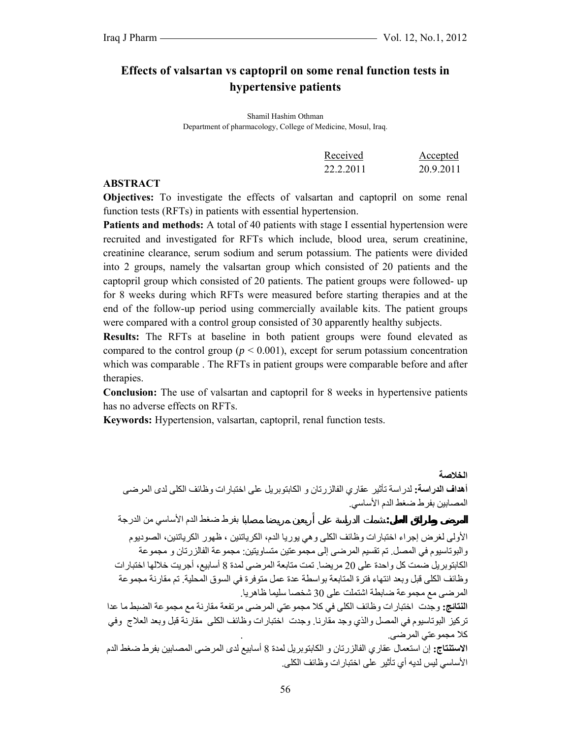# Effects of valsartan vs captopril on some renal function tests in hypertensive patients

Shamil Hashim Othman
Department of pharmacology, College of Medicine, Mosul, Iraq.

| Received | Accepted |
|---|---|
| 22.2.2011 | 20.9.2011 |

## ABSTRACT

**Objectives:** To investigate the effects of valsartan and captopril on some renal function tests (RFTs) in patients with essential hypertension.

**Patients and methods:** A total of 40 patients with stage I essential hypertension were recruited and investigated for RFTs which include, blood urea, serum creatinine, creatinine clearance, serum sodium and serum potassium. The patients were divided into 2 groups, namely the valsartan group which consisted of 20 patients and the captopril group which consisted of 20 patients. The patient groups were followed- up for 8 weeks during which RFTs were measured before starting therapies and at the end of the follow-up period using commercially available kits. The patient groups were compared with a control group consisted of 30 apparently healthy subjects.

**Results:** The RFTs at baseline in both patient groups were found elevated as compared to the control group ($p < 0.001$), except for serum potassium concentration which was comparable . The RFTs in patient groups were comparable before and after therapies.

**Conclusion:** The use of valsartan and captopril for 8 weeks in hypertensive patients has no adverse effects on RFTs.

**Keywords:** Hypertension, valsartan, captopril, renal function tests.

## الخلاصة

**أهداف الدراسة:** لدراسة تأثير عقاري الفالزرتان و الكابتوبريل على اختبارات وظائف الكلى لدى المرضى المصابين بفرط ضغط الدم الأساسي.

**المرضى وطرائق العمل:** شملت الدراسة على أربعين مريضا مصابا بفرط ضغط الدم الأساسي من الدرجة الأولى لغرض إجراء اختبارات وظائف الكلى وهي يوريا الدم، الكرياتنين، ظهور الكرياتنين، الصوديوم والبوتاسيوم في المصل. تم تقسيم المرضى إلى مجموعتين متساويتين: مجموعة الفالزرتان و مجموعة الكابتوبريل ضمت كل واحدة على 20 مريضا. تمت متابعة المرضى لمدة 8 أسابيع، أجريت خلالها اختبارات وظائف الكلى قبل وبعد انتهاء فترة المتابعة بواسطة عدة عمل متوفرة في السوق المحلية. تم مقارنة مجموعة المرضى مع مجموعة ضابطة اشتملت على 30 شخصا سليما ظاهريا.

**النتائج:** وجدت اختبارات وظائف الكلى في كلا مجموعتي المرضى مرتفعة مقارنة مع مجموعة الضبط ما عدا تركيز البوتاسيوم في المصل والذي وجد مقارنا. وجدت اختبارات وظائف الكلى مقارنة قبل وبعد العلاج وفي كلا مجموعتي المرضى.

**الاستنتاج:** إن استعمال عقاري الفالزرتان و الكابتوبريل لمدة 8 أسابيع لدى المرضى المصابين بفرط ضغط الدم الأساسي ليس لديه أي تأثير على اختبارات وظائف الكلى.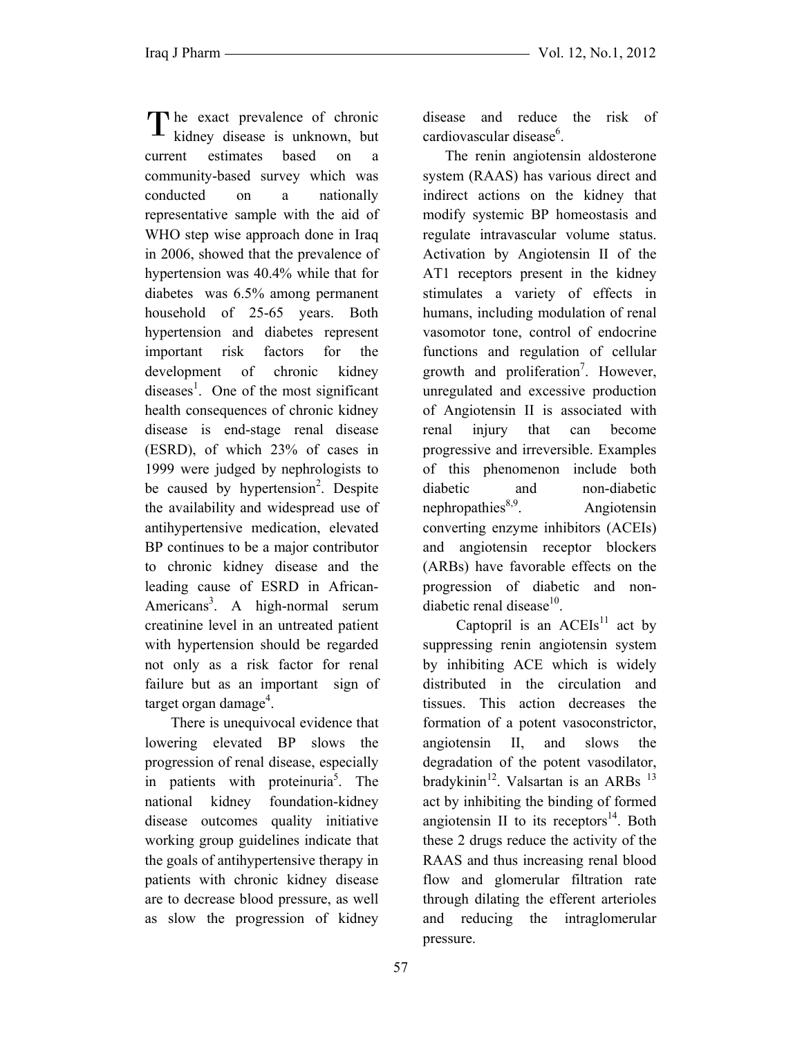The exact prevalence of chronic kidney disease is unknown, but current estimates based on a community-based survey which was conducted on a nationally representative sample with the aid of WHO step wise approach done in Iraq in 2006, showed that the prevalence of hypertension was 40.4% while that for diabetes was 6.5% among permanent household of 25-65 years. Both hypertension and diabetes represent important risk factors for the development of chronic kidney diseases[1]. One of the most significant health consequences of chronic kidney disease is end-stage renal disease (ESRD), of which 23% of cases in 1999 were judged by nephrologists to be caused by hypertension[2]. Despite the availability and widespread use of antihypertensive medication, elevated BP continues to be a major contributor to chronic kidney disease and the leading cause of ESRD in African-Americans[3]. A high-normal serum creatinine level in an untreated patient with hypertension should be regarded not only as a risk factor for renal failure but as an important sign of target organ damage[4].

There is unequivocal evidence that lowering elevated BP slows the progression of renal disease, especially in patients with proteinuria[5]. The national kidney foundation-kidney disease outcomes quality initiative working group guidelines indicate that the goals of antihypertensive therapy in patients with chronic kidney disease are to decrease blood pressure, as well as slow the progression of kidney disease and reduce the risk of cardiovascular disease[6].

The renin angiotensin aldosterone system (RAAS) has various direct and indirect actions on the kidney that modify systemic BP homeostasis and regulate intravascular volume status. Activation by Angiotensin II of the AT1 receptors present in the kidney stimulates a variety of effects in humans, including modulation of renal vasomotor tone, control of endocrine functions and regulation of cellular growth and proliferation[7]. However, unregulated and excessive production of Angiotensin II is associated with renal injury that can become progressive and irreversible. Examples of this phenomenon include both diabetic and non-diabetic nephropathies[8,9]. Angiotensin converting enzyme inhibitors (ACEIs) and angiotensin receptor blockers (ARBs) have favorable effects on the progression of diabetic and non-diabetic renal disease[10].

Captopril is an ACEIs[11] act by suppressing renin angiotensin system by inhibiting ACE which is widely distributed in the circulation and tissues. This action decreases the formation of a potent vasoconstrictor, angiotensin II, and slows the degradation of the potent vasodilator, bradykinin[12]. Valsartan is an ARBs [13] act by inhibiting the binding of formed angiotensin II to its receptors[14]. Both these 2 drugs reduce the activity of the RAAS and thus increasing renal blood flow and glomerular filtration rate through dilating the efferent arterioles and reducing the intraglomerular pressure.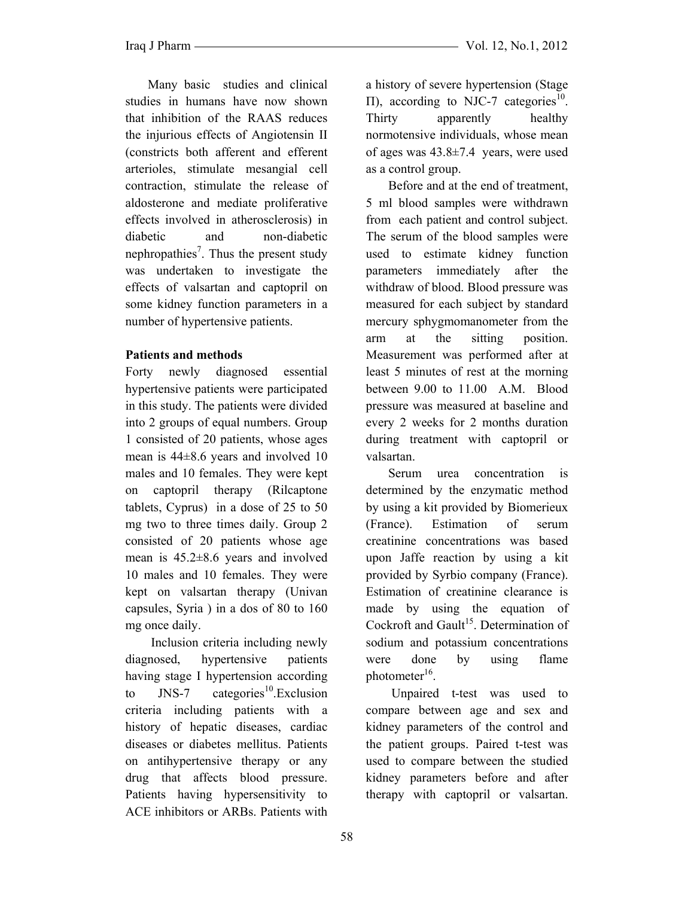Many basic studies and clinical studies in humans have now shown that inhibition of the RAAS reduces the injurious effects of Angiotensin II (constricts both afferent and efferent arterioles, stimulate mesangial cell contraction, stimulate the release of aldosterone and mediate proliferative effects involved in atherosclerosis) in diabetic and non-diabetic nephropathies[7]. Thus the present study was undertaken to investigate the effects of valsartan and captopril on some kidney function parameters in a number of hypertensive patients.

**Patients and methods**

Forty newly diagnosed essential hypertensive patients were participated in this study. The patients were divided into 2 groups of equal numbers. Group 1 consisted of 20 patients, whose ages mean is 44±8.6 years and involved 10 males and 10 females. They were kept on captopril therapy (Rilcaptone tablets, Cyprus) in a dose of 25 to 50 mg two to three times daily. Group 2 consisted of 20 patients whose age mean is 45.2±8.6 years and involved 10 males and 10 females. They were kept on valsartan therapy (Univan capsules, Syria ) in a dos of 80 to 160 mg once daily.

Inclusion criteria including newly diagnosed, hypertensive patients having stage I hypertension according to JNS-7 categories[10].Exclusion criteria including patients with a history of hepatic diseases, cardiac diseases or diabetes mellitus. Patients on antihypertensive therapy or any drug that affects blood pressure. Patients having hypersensitivity to ACE inhibitors or ARBs. Patients with a history of severe hypertension (Stage Π), according to NJC-7 categories[10]. Thirty apparently healthy normotensive individuals, whose mean of ages was 43.8±7.4 years, were used as a control group.

Before and at the end of treatment, 5 ml blood samples were withdrawn from each patient and control subject. The serum of the blood samples were used to estimate kidney function parameters immediately after the withdraw of blood. Blood pressure was measured for each subject by standard mercury sphygmomanometer from the arm at the sitting position. Measurement was performed after at least 5 minutes of rest at the morning between 9.00 to 11.00 A.M. Blood pressure was measured at baseline and every 2 weeks for 2 months duration during treatment with captopril or valsartan.

Serum urea concentration is determined by the enzymatic method by using a kit provided by Biomerieux (France). Estimation of serum creatinine concentrations was based upon Jaffe reaction by using a kit provided by Syrbio company (France). Estimation of creatinine clearance is made by using the equation of Cockroft and Gault[15]. Determination of sodium and potassium concentrations were done by using flame photometer[16].

Unpaired t-test was used to compare between age and sex and kidney parameters of the control and the patient groups. Paired t-test was used to compare between the studied kidney parameters before and after therapy with captopril or valsartan.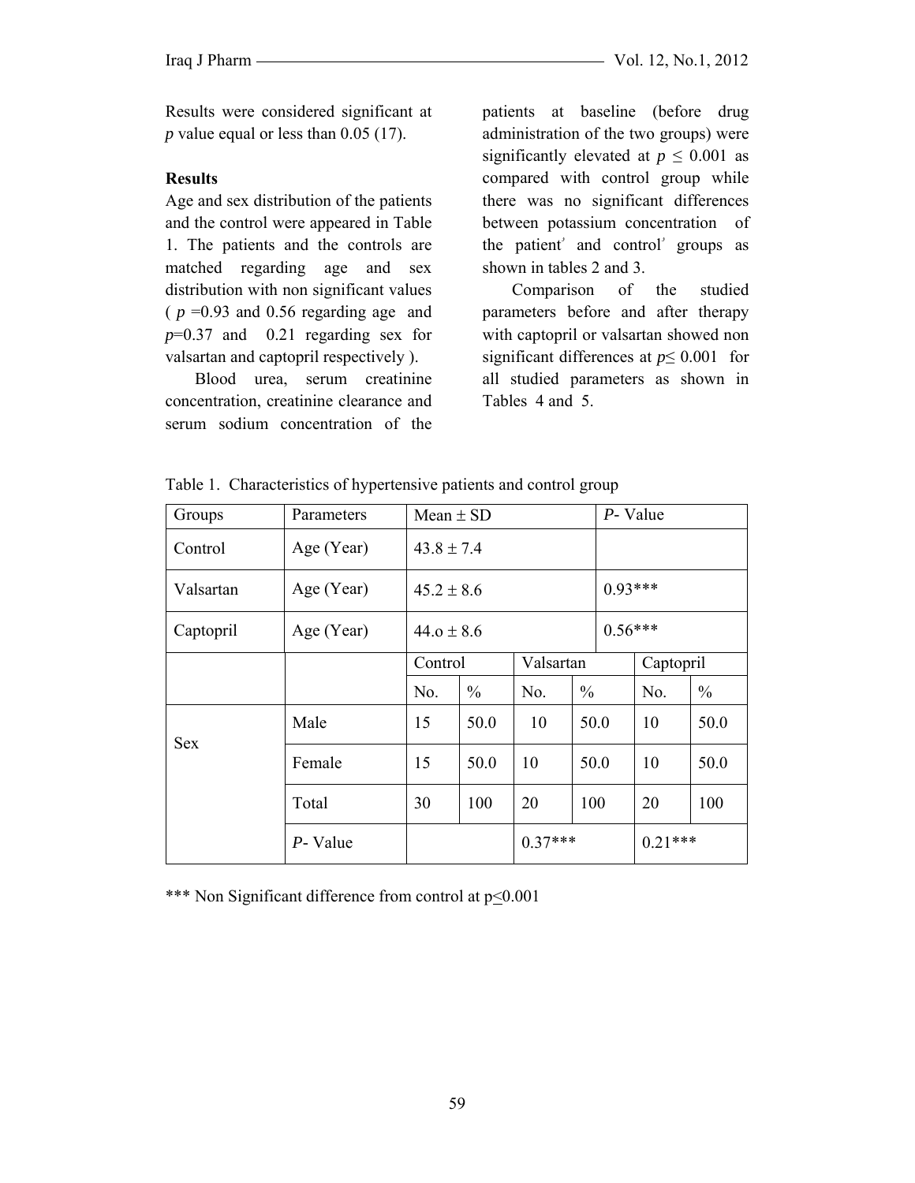Results were considered significant at *p* value equal or less than 0.05 (17).

## Results

Age and sex distribution of the patients and the control were appeared in Table 1. The patients and the controls are matched regarding age and sex distribution with non significant values ( $p$ =0.93 and 0.56 regarding age and $p$=0.37 and 0.21 regarding sex for valsartan and captopril respectively ).

Blood urea, serum creatinine concentration, creatinine clearance and serum sodium concentration of the patients at baseline (before drug administration of the two groups) were significantly elevated at $p \leq 0.001$ as compared with control group while there was no significant differences between potassium concentration of the patient' and control' groups as shown in tables 2 and 3.

Comparison of the studied parameters before and after therapy with captopril or valsartan showed non significant differences at $p \leq 0.001$ for all studied parameters as shown in Tables 4 and 5.

Table 1. Characteristics of hypertensive patients and control group

| Groups | Parameters | Mean ± SD | | | | *P*- Value | |
|---|---|---|---|---|---|---|---|
| Control | Age (Year) | 43.8 ± 7.4 | | | | | |
| Valsartan | Age (Year) | 45.2 ± 8.6 | | | | 0.93*** | |
| Captopril | Age (Year) | 44.o ± 8.6 | | | | 0.56*** | |
| | | Control | | Valsartan | | Captopril | |
| | | No. | % | No. | % | No. | % |
| Sex | Male | 15 | 50.0 | 10 | 50.0 | 10 | 50.0 |
| | Female | 15 | 50.0 | 10 | 50.0 | 10 | 50.0 |
| | Total | 30 | 100 | 20 | 100 | 20 | 100 |
| | *P*- Value | | | 0.37*** | | 0.21*** | |

*** Non Significant difference from control at $p \leq 0.001$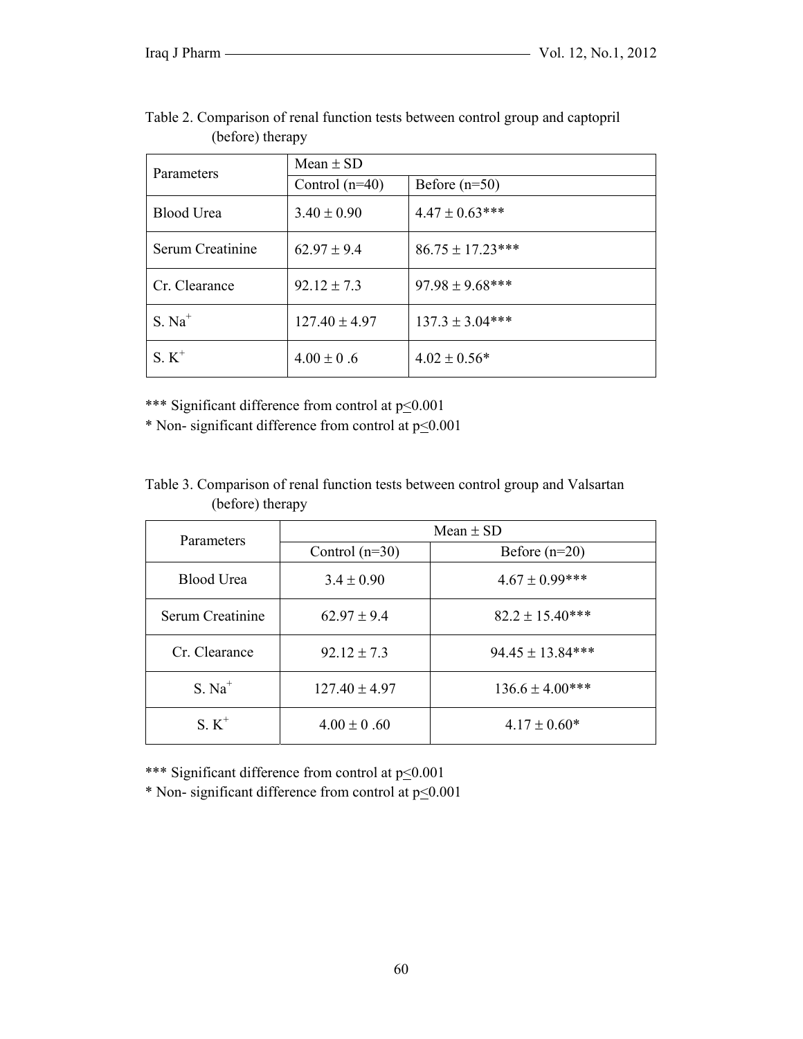Table 2. Comparison of renal function tests between control group and captopril (before) therapy

| Parameters | Mean ± SD | |
|---|---|---|
| | Control (n=40) | Before (n=50) |
| Blood Urea | 3.40 ± 0.90 | 4.47 ± 0.63*** |
| Serum Creatinine | 62.97 ± 9.4 | 86.75 ± 17.23*** |
| Cr. Clearance | 92.12 ± 7.3 | 97.98 ± 9.68*** |
| S. $Na^+$ | 127.40 ± 4.97 | 137.3 ± 3.04*** |
| S. $K^+$ | 4.00 ± 0 .6 | 4.02 ± 0.56* |

*** Significant difference from control at $p \leq 0.001$

* Non- significant difference from control at $p \leq 0.001$

Table 3. Comparison of renal function tests between control group and Valsartan (before) therapy

| Parameters | Mean ± SD | |
|---|---|---|
| | Control (n=30) | Before (n=20) |
| Blood Urea | 3.4 ± 0.90 | 4.67 ± 0.99*** |
| Serum Creatinine | 62.97 ± 9.4 | 82.2 ± 15.40*** |
| Cr. Clearance | 92.12 ± 7.3 | 94.45 ± 13.84*** |
| S. $Na^+$ | 127.40 ± 4.97 | 136.6 ± 4.00*** |
| S. $K^+$ | 4.00 ± 0 .60 | 4.17 ± 0.60* |

*** Significant difference from control at $p \leq 0.001$

* Non- significant difference from control at $p \leq 0.001$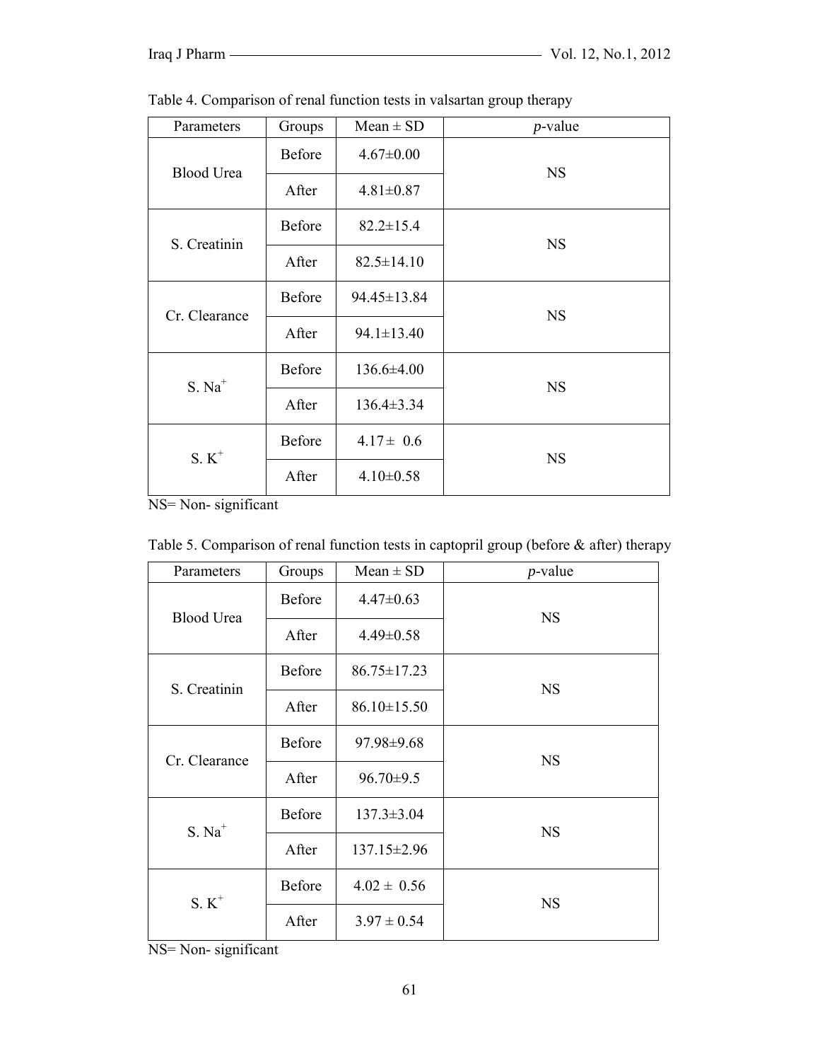Table 4. Comparison of renal function tests in valsartan group therapy

| Parameters | Groups | Mean ± SD | *p*-value |
|---|---|---|---|
| Blood Urea | Before | 4.67±0.00 | NS |
| | After | 4.81±0.87 | |
| S. Creatinin | Before | 82.2±15.4 | NS |
| | After | 82.5±14.10 | |
| Cr. Clearance | Before | 94.45±13.84 | NS |
| | After | 94.1±13.40 | |
| S. $Na^+$ | Before | 136.6±4.00 | NS |
| | After | 136.4±3.34 | |
| S. $K^+$ | Before | 4.17 ± 0.6 | NS |
| | After | 4.10±0.58 | |

NS= Non- significant

Table 5. Comparison of renal function tests in captopril group (before & after) therapy

| Parameters | Groups | Mean ± SD | *p*-value |
|---|---|---|---|
| Blood Urea | Before | 4.47±0.63 | NS |
| | After | 4.49±0.58 | |
| S. Creatinin | Before | 86.75±17.23 | NS |
| | After | 86.10±15.50 | |
| Cr. Clearance | Before | 97.98±9.68 | NS |
| | After | 96.70±9.5 | |
| S. $Na^+$ | Before | 137.3±3.04 | NS |
| | After | 137.15±2.96 | |
| S. $K^+$ | Before | 4.02 ± 0.56 | NS |
| | After | 3.97 ± 0.54 | |

NS= Non- significant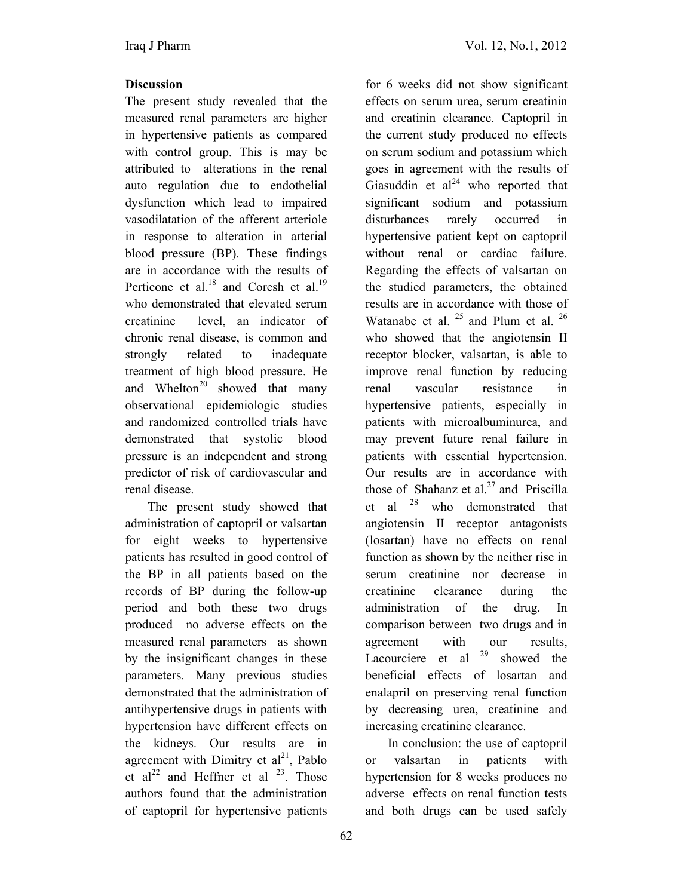## Discussion

The present study revealed that the measured renal parameters are higher in hypertensive patients as compared with control group. This is may be attributed to alterations in the renal auto regulation due to endothelial dysfunction which lead to impaired vasodilatation of the afferent arteriole in response to alteration in arterial blood pressure (BP). These findings are in accordance with the results of Perticone et al.[18] and Coresh et al.[19] who demonstrated that elevated serum creatinine level, an indicator of chronic renal disease, is common and strongly related to inadequate treatment of high blood pressure. He and Whelton[20] showed that many observational epidemiologic studies and randomized controlled trials have demonstrated that systolic blood pressure is an independent and strong predictor of risk of cardiovascular and renal disease.

The present study showed that administration of captopril or valsartan for eight weeks to hypertensive patients has resulted in good control of the BP in all patients based on the records of BP during the follow-up period and both these two drugs produced no adverse effects on the measured renal parameters as shown by the insignificant changes in these parameters. Many previous studies demonstrated that the administration of antihypertensive drugs in patients with hypertension have different effects on the kidneys. Our results are in agreement with Dimitry et al[21], Pablo et al[22] and Heffner et al [23]. Those authors found that the administration of captopril for hypertensive patients for 6 weeks did not show significant effects on serum urea, serum creatinin and creatinin clearance. Captopril in the current study produced no effects on serum sodium and potassium which goes in agreement with the results of Giasuddin et al[24] who reported that significant sodium and potassium disturbances rarely occurred in hypertensive patient kept on captopril without renal or cardiac failure. Regarding the effects of valsartan on the studied parameters, the obtained results are in accordance with those of Watanabe et al. [25] and Plum et al. [26] who showed that the angiotensin II receptor blocker, valsartan, is able to improve renal function by reducing renal vascular resistance in hypertensive patients, especially in patients with microalbuminurea, and may prevent future renal failure in patients with essential hypertension. Our results are in accordance with those of Shahanz et al.[27] and Priscilla et al [28] who demonstrated that angiotensin II receptor antagonists (losartan) have no effects on renal function as shown by the neither rise in serum creatinine nor decrease in creatinine clearance during the administration of the drug. In comparison between two drugs and in agreement with our results, Lacourciere et al [29] showed the beneficial effects of losartan and enalapril on preserving renal function by decreasing urea, creatinine and increasing creatinine clearance.

In conclusion: the use of captopril or valsartan in patients with hypertension for 8 weeks produces no adverse effects on renal function tests and both drugs can be used safely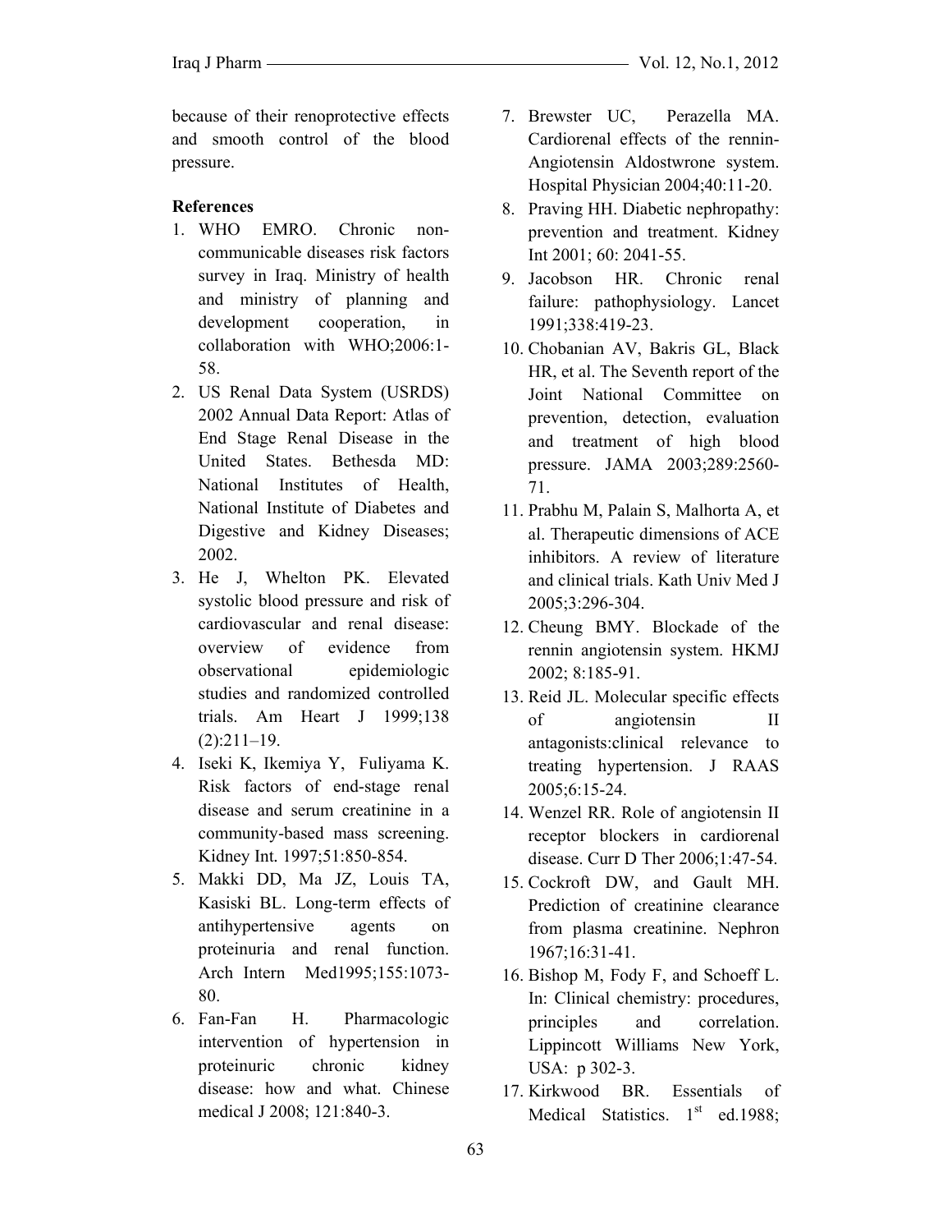because of their renoprotective effects and smooth control of the blood pressure.

**References**

1. WHO EMRO. Chronic non-communicable diseases risk factors survey in Iraq. Ministry of health and ministry of planning and development cooperation, in collaboration with WHO;2006:1-58.
2. US Renal Data System (USRDS) 2002 Annual Data Report: Atlas of End Stage Renal Disease in the United States. Bethesda MD: National Institutes of Health, National Institute of Diabetes and Digestive and Kidney Diseases; 2002.
3. He J, Whelton PK. Elevated systolic blood pressure and risk of cardiovascular and renal disease: overview of evidence from observational epidemiologic studies and randomized controlled trials. Am Heart J 1999;138 (2):211–19.
4. Iseki K, Ikemiya Y, Fuliyama K. Risk factors of end-stage renal disease and serum creatinine in a community-based mass screening. Kidney Int. 1997;51:850-854.
5. Makki DD, Ma JZ, Louis TA, Kasiski BL. Long-term effects of antihypertensive agents on proteinuria and renal function. Arch Intern Med1995;155:1073-80.
6. Fan-Fan H. Pharmacologic intervention of hypertension in proteinuric chronic kidney disease: how and what. Chinese medical J 2008; 121:840-3.
7. Brewster UC, Perazella MA. Cardiorenal effects of the rennin-Angiotensin Aldostwrone system. Hospital Physician 2004;40:11-20.
8. Praving HH. Diabetic nephropathy: prevention and treatment. Kidney Int 2001; 60: 2041-55.
9. Jacobson HR. Chronic renal failure: pathophysiology. Lancet 1991;338:419-23.
10. Chobanian AV, Bakris GL, Black HR, et al. The Seventh report of the Joint National Committee on prevention, detection, evaluation and treatment of high blood pressure. JAMA 2003;289:2560-71.
11. Prabhu M, Palain S, Malhorta A, et al. Therapeutic dimensions of ACE inhibitors. A review of literature and clinical trials. Kath Univ Med J 2005;3:296-304.
12. Cheung BMY. Blockade of the rennin angiotensin system. HKMJ 2002; 8:185-91.
13. Reid JL. Molecular specific effects of angiotensin II antagonists:clinical relevance to treating hypertension. J RAAS 2005;6:15-24.
14. Wenzel RR. Role of angiotensin II receptor blockers in cardiorenal disease. Curr D Ther 2006;1:47-54.
15. Cockroft DW, and Gault MH. Prediction of creatinine clearance from plasma creatinine. Nephron 1967;16:31-41.
16. Bishop M, Fody F, and Schoeff L. In: Clinical chemistry: procedures, principles and correlation. Lippincott Williams New York, USA: p 302-3.
17. Kirkwood BR. Essentials of Medical Statistics. 1st ed.1988;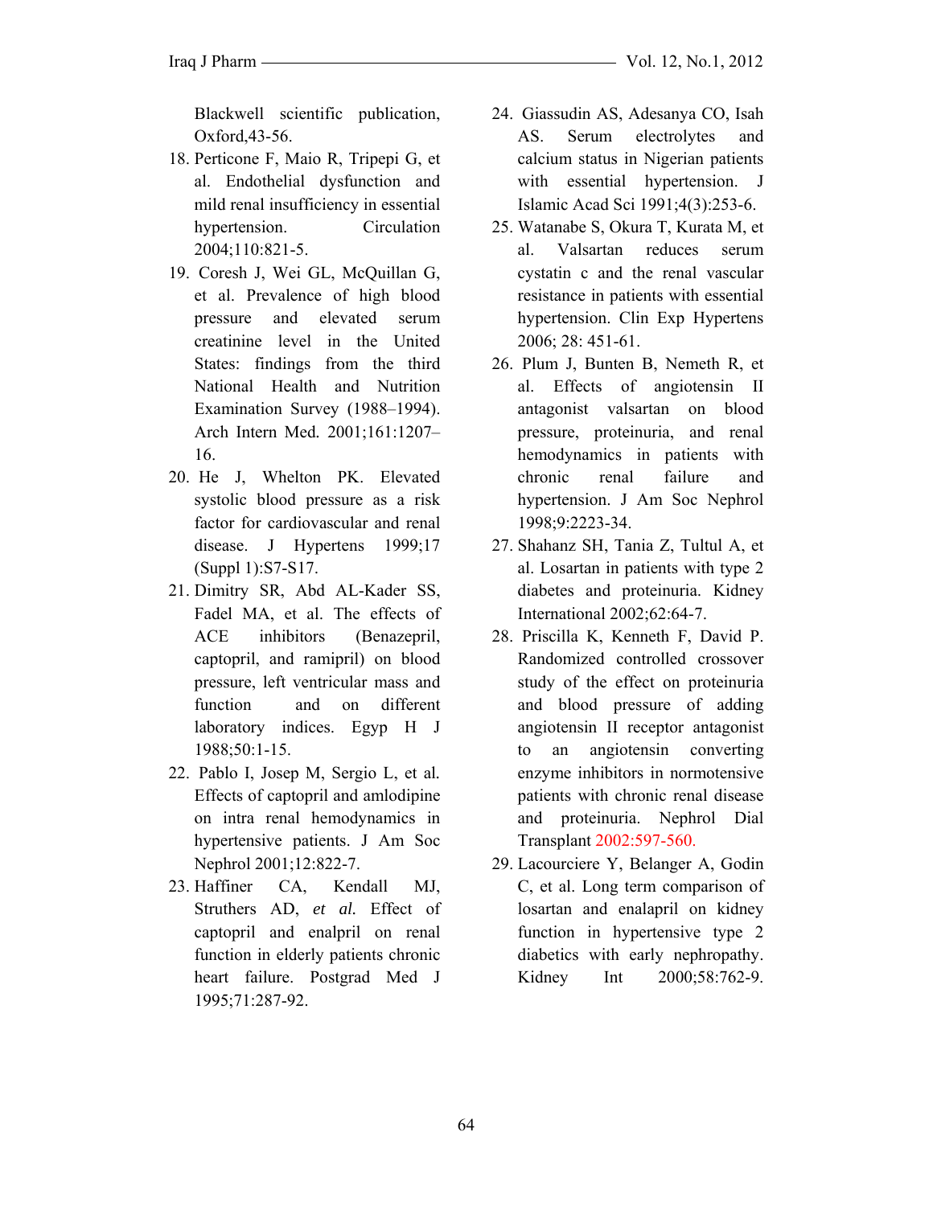Blackwell scientific publication, Oxford,43-56.

18. Perticone F, Maio R, Tripepi G, et al. Endothelial dysfunction and mild renal insufficiency in essential hypertension. Circulation 2004;110:821-5.
19. Coresh J, Wei GL, McQuillan G, et al. Prevalence of high blood pressure and elevated serum creatinine level in the United States: findings from the third National Health and Nutrition Examination Survey (1988–1994). Arch Intern Med. 2001;161:1207–16.
20. He J, Whelton PK. Elevated systolic blood pressure as a risk factor for cardiovascular and renal disease. J Hypertens 1999;17 (Suppl 1):S7-S17.
21. Dimitry SR, Abd AL-Kader SS, Fadel MA, et al. The effects of ACE inhibitors (Benazepril, captopril, and ramipril) on blood pressure, left ventricular mass and function and on different laboratory indices. Egyp H J 1988;50:1-15.
22. Pablo I, Josep M, Sergio L, et al. Effects of captopril and amlodipine on intra renal hemodynamics in hypertensive patients. J Am Soc Nephrol 2001;12:822-7.
23. Haffiner CA, Kendall MJ, Struthers AD, *et al.* Effect of captopril and enalpril on renal function in elderly patients chronic heart failure. Postgrad Med J 1995;71:287-92.
24. Giassudin AS, Adesanya CO, Isah AS. Serum electrolytes and calcium status in Nigerian patients with essential hypertension. J Islamic Acad Sci 1991;4(3):253-6.
25. Watanabe S, Okura T, Kurata M, et al. Valsartan reduces serum cystatin c and the renal vascular resistance in patients with essential hypertension. Clin Exp Hypertens 2006; 28: 451-61.
26. Plum J, Bunten B, Nemeth R, et al. Effects of angiotensin II antagonist valsartan on blood pressure, proteinuria, and renal hemodynamics in patients with chronic renal failure and hypertension. J Am Soc Nephrol 1998;9:2223-34.
27. Shahanz SH, Tania Z, Tultul A, et al. Losartan in patients with type 2 diabetes and proteinuria. Kidney International 2002;62:64-7.
28. Priscilla K, Kenneth F, David P. Randomized controlled crossover study of the effect on proteinuria and blood pressure of adding angiotensin II receptor antagonist to an angiotensin converting enzyme inhibitors in normotensive patients with chronic renal disease and proteinuria. Nephrol Dial Transplant 2002:597-560.
29. Lacourciere Y, Belanger A, Godin C, et al. Long term comparison of losartan and enalapril on kidney function in hypertensive type 2 diabetics with early nephropathy. Kidney Int 2000;58:762-9.